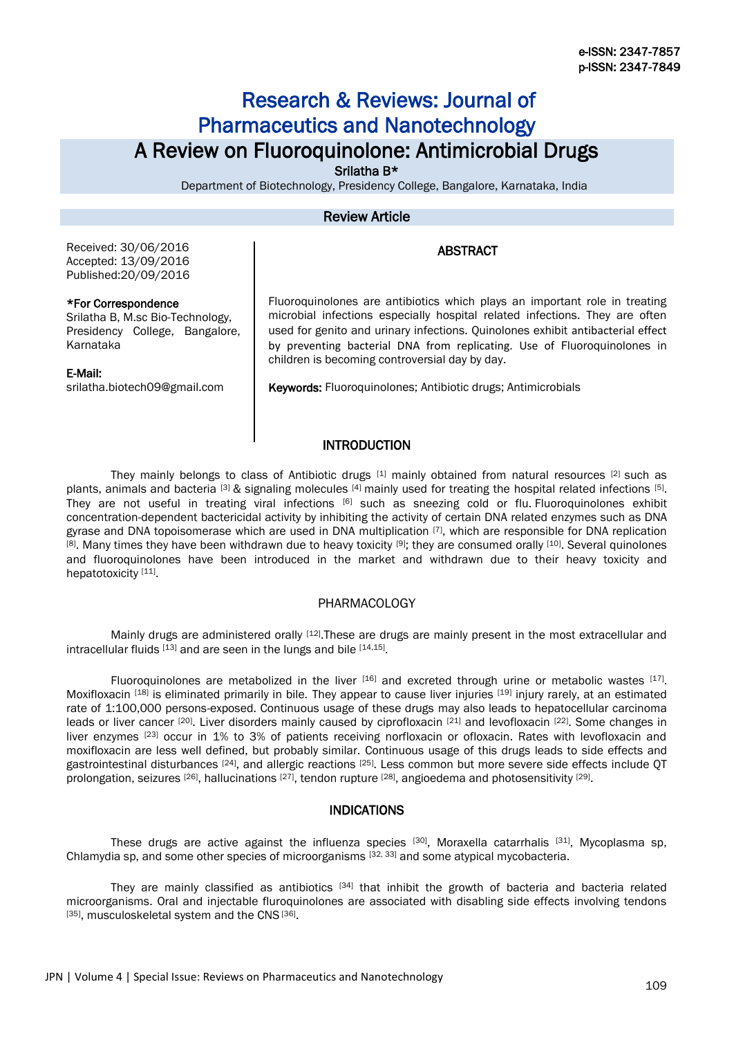e-ISSN: 2347-7857
p-ISSN: 2347-7849

# Research & Reviews: Journal of Pharmaceutics and Nanotechnology

# A Review on Fluoroquinolone: Antimicrobial Drugs

Srilatha B*

Department of Biotechnology, Presidency College, Bangalore, Karnataka, India

**Review Article**

Received: 30/06/2016
Accepted: 13/09/2016
Published:20/09/2016

**\*For Correspondence**

Srilatha B, M.sc Bio-Technology, Presidency College, Bangalore, Karnataka

**E-Mail:**
srilatha.biotech09@gmail.com

## ABSTRACT

Fluoroquinolones are antibiotics which plays an important role in treating microbial infections especially hospital related infections. They are often used for genito and urinary infections. Quinolones exhibit antibacterial effect by preventing bacterial DNA from replicating. Use of Fluoroquinolones in children is becoming controversial day by day.

**Keywords:** Fluoroquinolones; Antibiotic drugs; Antimicrobials

## INTRODUCTION

They mainly belongs to class of Antibiotic drugs [1] mainly obtained from natural resources [2] such as plants, animals and bacteria [3] & signaling molecules [4] mainly used for treating the hospital related infections [5]. They are not useful in treating viral infections [6] such as sneezing cold or flu. Fluoroquinolones exhibit concentration-dependent bactericidal activity by inhibiting the activity of certain DNA related enzymes such as DNA gyrase and DNA topoisomerase which are used in DNA multiplication [7], which are responsible for DNA replication [8]. Many times they have been withdrawn due to heavy toxicity [9]; they are consumed orally [10]. Several quinolones and fluoroquinolones have been introduced in the market and withdrawn due to their heavy toxicity and hepatotoxicity [11].

## PHARMACOLOGY

Mainly drugs are administered orally [12].These are drugs are mainly present in the most extracellular and intracellular fluids [13] and are seen in the lungs and bile [14,15].

Fluoroquinolones are metabolized in the liver [16] and excreted through urine or metabolic wastes [17]. Moxifloxacin [18] is eliminated primarily in bile. They appear to cause liver injuries [19] injury rarely, at an estimated rate of 1:100,000 persons-exposed. Continuous usage of these drugs may also leads to hepatocellular carcinoma leads or liver cancer [20]. Liver disorders mainly caused by ciprofloxacin [21] and levofloxacin [22]. Some changes in liver enzymes [23] occur in 1% to 3% of patients receiving norfloxacin or ofloxacin. Rates with levofloxacin and moxifloxacin are less well defined, but probably similar. Continuous usage of this drugs leads to side effects and gastrointestinal disturbances [24], and allergic reactions [25]. Less common but more severe side effects include QT prolongation, seizures [26], hallucinations [27], tendon rupture [28], angioedema and photosensitivity [29].

## INDICATIONS

These drugs are active against the influenza species [30], Moraxella catarrhalis [31], Mycoplasma sp, Chlamydia sp, and some other species of microorganisms [32, 33] and some atypical mycobacteria.

They are mainly classified as antibiotics [34] that inhibit the growth of bacteria and bacteria related microorganisms. Oral and injectable fluroquinolones are associated with disabling side effects involving tendons [35], musculoskeletal system and the CNS [36].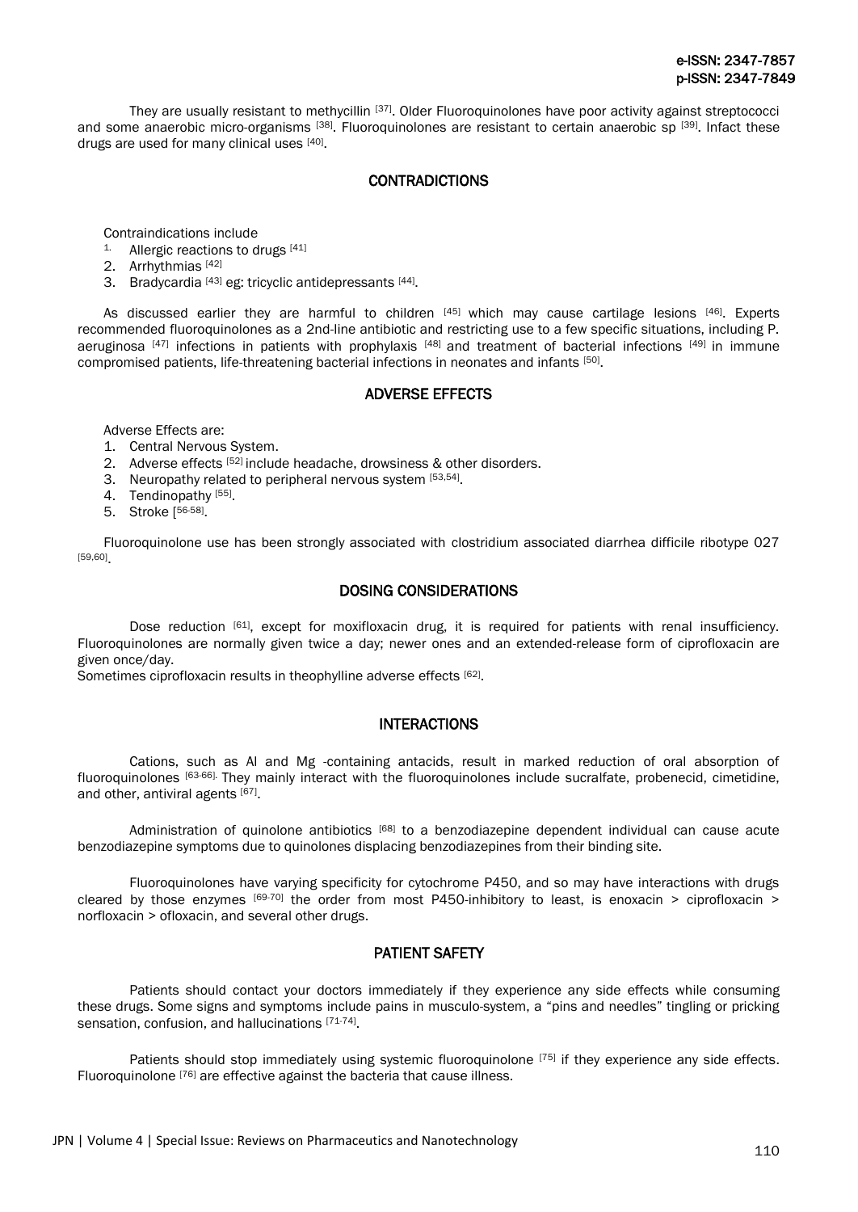They are usually resistant to methycillin [37]. Older Fluoroquinolones have poor activity against streptococci and some anaerobic micro-organisms [38]. Fluoroquinolones are resistant to certain anaerobic sp [39]. Infact these drugs are used for many clinical uses [40].

## CONTRADICTIONS

Contraindications include

1. Allergic reactions to drugs [41]
2. Arrhythmias [42]
3. Bradycardia [43] eg: tricyclic antidepressants [44].

As discussed earlier they are harmful to children [45] which may cause cartilage lesions [46]. Experts recommended fluoroquinolones as a 2nd-line antibiotic and restricting use to a few specific situations, including P. aeruginosa [47] infections in patients with prophylaxis [48] and treatment of bacterial infections [49] in immune compromised patients, life-threatening bacterial infections in neonates and infants [50].

## ADVERSE EFFECTS

Adverse Effects are:

1. Central Nervous System.
2. Adverse effects [52] include headache, drowsiness & other disorders.
3. Neuropathy related to peripheral nervous system [53,54].
4. Tendinopathy [55].
5. Stroke [56-58].

Fluoroquinolone use has been strongly associated with clostridium associated diarrhea difficile ribotype 027 [59,60].

## DOSING CONSIDERATIONS

Dose reduction [61], except for moxifloxacin drug, it is required for patients with renal insufficiency. Fluoroquinolones are normally given twice a day; newer ones and an extended-release form of ciprofloxacin are given once/day.

Sometimes ciprofloxacin results in theophylline adverse effects [62].

## INTERACTIONS

Cations, such as Al and Mg -containing antacids, result in marked reduction of oral absorption of fluoroquinolones [63-66]. They mainly interact with the fluoroquinolones include sucralfate, probenecid, cimetidine, and other, antiviral agents [67].

Administration of quinolone antibiotics [68] to a benzodiazepine dependent individual can cause acute benzodiazepine symptoms due to quinolones displacing benzodiazepines from their binding site.

Fluoroquinolones have varying specificity for cytochrome P450, and so may have interactions with drugs cleared by those enzymes [69-70] the order from most P450-inhibitory to least, is enoxacin > ciprofloxacin > norfloxacin > ofloxacin, and several other drugs.

## PATIENT SAFETY

Patients should contact your doctors immediately if they experience any side effects while consuming these drugs. Some signs and symptoms include pains in musculo-system, a "pins and needles" tingling or pricking sensation, confusion, and hallucinations [71-74].

Patients should stop immediately using systemic fluoroquinolone [75] if they experience any side effects. Fluoroquinolone [76] are effective against the bacteria that cause illness.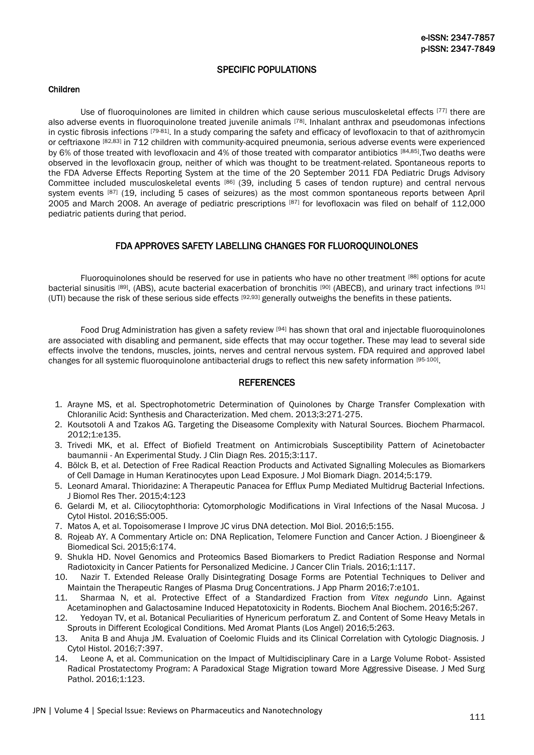## SPECIFIC POPULATIONS

### Children

Use of fluoroquinolones are limited in children which cause serious musculoskeletal effects [77] there are also adverse events in fluoroquinolone treated juvenile animals [78]. Inhalant anthrax and pseudomonas infections in cystic fibrosis infections [79-81]. In a study comparing the safety and efficacy of levofloxacin to that of azithromycin or ceftriaxone [82,83] in 712 children with community-acquired pneumonia, serious adverse events were experienced by 6% of those treated with levofloxacin and 4% of those treated with comparator antibiotics [84,85].Two deaths were observed in the levofloxacin group, neither of which was thought to be treatment-related. Spontaneous reports to the FDA Adverse Effects Reporting System at the time of the 20 September 2011 FDA Pediatric Drugs Advisory Committee included musculoskeletal events [86] (39, including 5 cases of tendon rupture) and central nervous system events [87] (19, including 5 cases of seizures) as the most common spontaneous reports between April 2005 and March 2008. An average of pediatric prescriptions [87] for levofloxacin was filed on behalf of 112,000 pediatric patients during that period.

## FDA APPROVES SAFETY LABELLING CHANGES FOR FLUOROQUINOLONES

Fluoroquinolones should be reserved for use in patients who have no other treatment [88] options for acute bacterial sinusitis [89], (ABS), acute bacterial exacerbation of bronchitis [90] (ABECB), and urinary tract infections [91] (UTI) because the risk of these serious side effects [92,93] generally outweighs the benefits in these patients.

Food Drug Administration has given a safety review [94] has shown that oral and injectable fluoroquinolones are associated with disabling and permanent, side effects that may occur together. These may lead to several side effects involve the tendons, muscles, joints, nerves and central nervous system. FDA required and approved label changes for all systemic fluoroquinolone antibacterial drugs to reflect this new safety information [95-100].

## REFERENCES

1. Arayne MS, et al. Spectrophotometric Determination of Quinolones by Charge Transfer Complexation with Chloranilic Acid: Synthesis and Characterization. Med chem. 2013;3:271-275.
2. Koutsotoli A and Tzakos AG. Targeting the Diseasome Complexity with Natural Sources. Biochem Pharmacol. 2012;1:e135.
3. Trivedi MK, et al. Effect of Biofield Treatment on Antimicrobials Susceptibility Pattern of Acinetobacter baumannii - An Experimental Study. J Clin Diagn Res. 2015;3:117.
4. Bölck B, et al. Detection of Free Radical Reaction Products and Activated Signalling Molecules as Biomarkers of Cell Damage in Human Keratinocytes upon Lead Exposure. J Mol Biomark Diagn. 2014;5:179.
5. Leonard Amaral. Thioridazine: A Therapeutic Panacea for Efflux Pump Mediated Multidrug Bacterial Infections. J Biomol Res Ther. 2015;4:123
6. Gelardi M, et al. Ciliocytophthoria: Cytomorphologic Modifications in Viral Infections of the Nasal Mucosa. J Cytol Histol. 2016;S5:005.
7. Matos A, et al. Topoisomerase I Improve JC virus DNA detection. Mol Biol. 2016;5:155.
8. Rojeab AY. A Commentary Article on: DNA Replication, Telomere Function and Cancer Action. J Bioengineer & Biomedical Sci. 2015;6:174.
9. Shukla HD. Novel Genomics and Proteomics Based Biomarkers to Predict Radiation Response and Normal Radiotoxicity in Cancer Patients for Personalized Medicine. J Cancer Clin Trials. 2016;1:117.
10. Nazir T. Extended Release Orally Disintegrating Dosage Forms are Potential Techniques to Deliver and Maintain the Therapeutic Ranges of Plasma Drug Concentrations. J App Pharm 2016;7:e101.
11. Sharmaa N, et al. Protective Effect of a Standardized Fraction from *Vitex negundo* Linn. Against Acetaminophen and Galactosamine Induced Hepatotoxicity in Rodents. Biochem Anal Biochem. 2016;5:267.
12. Yedoyan TV, et al. Botanical Peculiarities of Hynericum perforatum Z. and Content of Some Heavy Metals in Sprouts in Different Ecological Conditions. Med Aromat Plants (Los Angel) 2016;5:263.
13. Anita B and Ahuja JM. Evaluation of Coelomic Fluids and its Clinical Correlation with Cytologic Diagnosis. J Cytol Histol. 2016;7:397.
14. Leone A, et al. Communication on the Impact of Multidisciplinary Care in a Large Volume Robot- Assisted Radical Prostatectomy Program: A Paradoxical Stage Migration toward More Aggressive Disease. J Med Surg Pathol. 2016;1:123.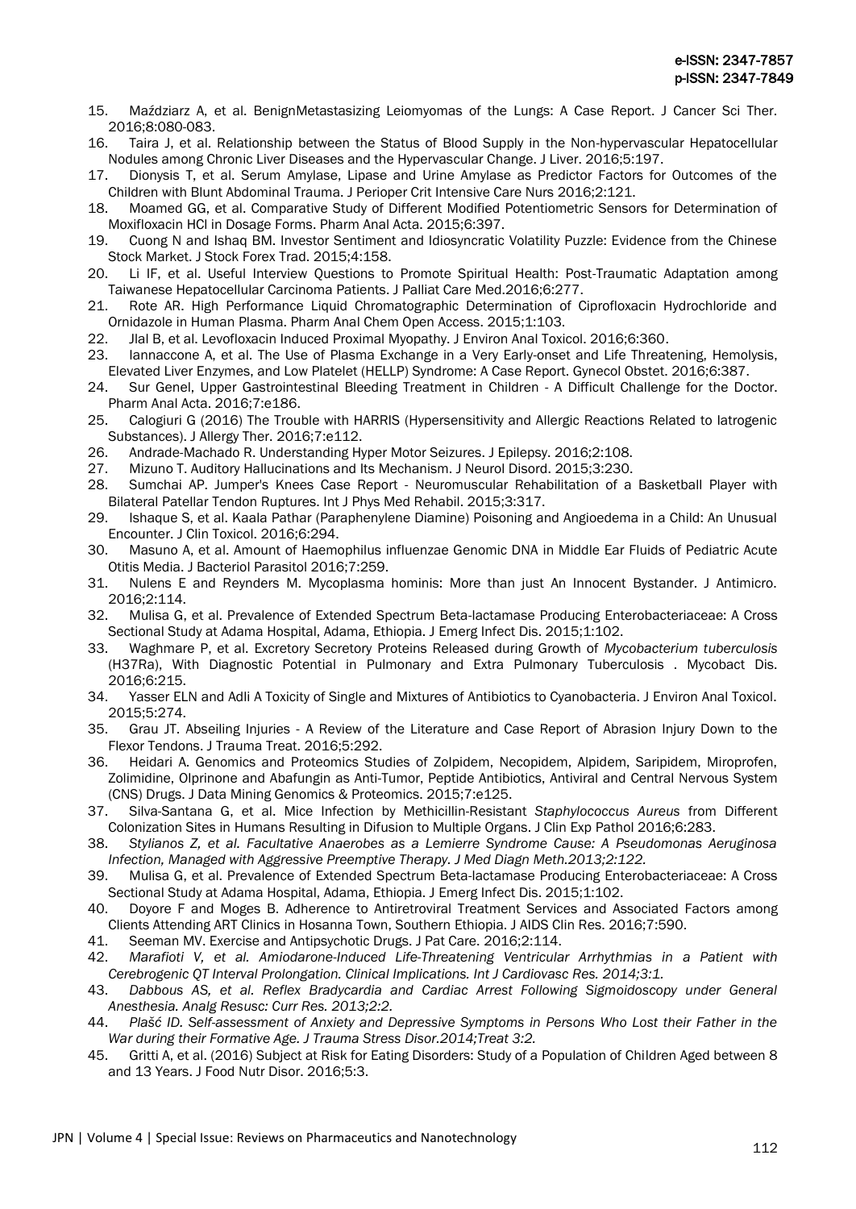15. Maździarz A, et al. BenignMetastasizing Leiomyomas of the Lungs: A Case Report. J Cancer Sci Ther. 2016;8:080-083.
16. Taira J, et al. Relationship between the Status of Blood Supply in the Non-hypervascular Hepatocellular Nodules among Chronic Liver Diseases and the Hypervascular Change. J Liver. 2016;5:197.
17. Dionysis T, et al. Serum Amylase, Lipase and Urine Amylase as Predictor Factors for Outcomes of the Children with Blunt Abdominal Trauma. J Perioper Crit Intensive Care Nurs 2016;2:121.
18. Moamed GG, et al. Comparative Study of Different Modified Potentiometric Sensors for Determination of Moxifloxacin HCl in Dosage Forms. Pharm Anal Acta. 2015;6:397.
19. Cuong N and Ishaq BM. Investor Sentiment and Idiosyncratic Volatility Puzzle: Evidence from the Chinese Stock Market. J Stock Forex Trad. 2015;4:158.
20. Li IF, et al. Useful Interview Questions to Promote Spiritual Health: Post-Traumatic Adaptation among Taiwanese Hepatocellular Carcinoma Patients. J Palliat Care Med.2016;6:277.
21. Rote AR. High Performance Liquid Chromatographic Determination of Ciprofloxacin Hydrochloride and Ornidazole in Human Plasma. Pharm Anal Chem Open Access. 2015;1:103.
22. Jlal B, et al. Levofloxacin Induced Proximal Myopathy. J Environ Anal Toxicol. 2016;6:360.
23. Iannaccone A, et al. The Use of Plasma Exchange in a Very Early-onset and Life Threatening, Hemolysis, Elevated Liver Enzymes, and Low Platelet (HELLP) Syndrome: A Case Report. Gynecol Obstet. 2016;6:387.
24. Sur Genel, Upper Gastrointestinal Bleeding Treatment in Children - A Difficult Challenge for the Doctor. Pharm Anal Acta. 2016;7:e186.
25. Calogiuri G (2016) The Trouble with HARRIS (Hypersensitivity and Allergic Reactions Related to Iatrogenic Substances). J Allergy Ther. 2016;7:e112.
26. Andrade-Machado R. Understanding Hyper Motor Seizures. J Epilepsy. 2016;2:108.
27. Mizuno T. Auditory Hallucinations and Its Mechanism. J Neurol Disord. 2015;3:230.
28. Sumchai AP. Jumper's Knees Case Report - Neuromuscular Rehabilitation of a Basketball Player with Bilateral Patellar Tendon Ruptures. Int J Phys Med Rehabil. 2015;3:317.
29. Ishaque S, et al. Kaala Pathar (Paraphenylene Diamine) Poisoning and Angioedema in a Child: An Unusual Encounter. J Clin Toxicol. 2016;6:294.
30. Masuno A, et al. Amount of Haemophilus influenzae Genomic DNA in Middle Ear Fluids of Pediatric Acute Otitis Media. J Bacteriol Parasitol 2016;7:259.
31. Nulens E and Reynders M. Mycoplasma hominis: More than just An Innocent Bystander. J Antimicro. 2016;2:114.
32. Mulisa G, et al. Prevalence of Extended Spectrum Beta-lactamase Producing Enterobacteriaceae: A Cross Sectional Study at Adama Hospital, Adama, Ethiopia. J Emerg Infect Dis. 2015;1:102.
33. Waghmare P, et al. Excretory Secretory Proteins Released during Growth of *Mycobacterium tuberculosis* (H37Ra), With Diagnostic Potential in Pulmonary and Extra Pulmonary Tuberculosis . Mycobact Dis. 2016;6:215.
34. Yasser ELN and Adli A Toxicity of Single and Mixtures of Antibiotics to Cyanobacteria. J Environ Anal Toxicol. 2015;5:274.
35. Grau JT. Abseiling Injuries - A Review of the Literature and Case Report of Abrasion Injury Down to the Flexor Tendons. J Trauma Treat. 2016;5:292.
36. Heidari A. Genomics and Proteomics Studies of Zolpidem, Necopidem, Alpidem, Saripidem, Miroprofen, Zolimidine, Olprinone and Abafungin as Anti-Tumor, Peptide Antibiotics, Antiviral and Central Nervous System (CNS) Drugs. J Data Mining Genomics & Proteomics. 2015;7:e125.
37. Silva-Santana G, et al. Mice Infection by Methicillin-Resistant *Staphylococcus Aureus* from Different Colonization Sites in Humans Resulting in Difusion to Multiple Organs. J Clin Exp Pathol 2016;6:283.
38. *Stylianos Z, et al. Facultative Anaerobes as a Lemierre Syndrome Cause: A Pseudomonas Aeruginosa Infection, Managed with Aggressive Preemptive Therapy. J Med Diagn Meth.2013;2:122.*
39. Mulisa G, et al. Prevalence of Extended Spectrum Beta-lactamase Producing Enterobacteriaceae: A Cross Sectional Study at Adama Hospital, Adama, Ethiopia. J Emerg Infect Dis. 2015;1:102.
40. Doyore F and Moges B. Adherence to Antiretroviral Treatment Services and Associated Factors among Clients Attending ART Clinics in Hosanna Town, Southern Ethiopia. J AIDS Clin Res. 2016;7:590.
41. Seeman MV. Exercise and Antipsychotic Drugs. J Pat Care. 2016;2:114.
42. *Marafioti V, et al. Amiodarone-Induced Life-Threatening Ventricular Arrhythmias in a Patient with Cerebrogenic QT Interval Prolongation. Clinical Implications. Int J Cardiovasc Res. 2014;3:1.*
43. *Dabbous AS, et al. Reflex Bradycardia and Cardiac Arrest Following Sigmoidoscopy under General Anesthesia. Analg Resusc: Curr Res. 2013;2:2.*
44. *Plašć ID. Self-assessment of Anxiety and Depressive Symptoms in Persons Who Lost their Father in the War during their Formative Age. J Trauma Stress Disor.2014;Treat 3:2.*
45. Gritti A, et al. (2016) Subject at Risk for Eating Disorders: Study of a Population of Children Aged between 8 and 13 Years. J Food Nutr Disor. 2016;5:3.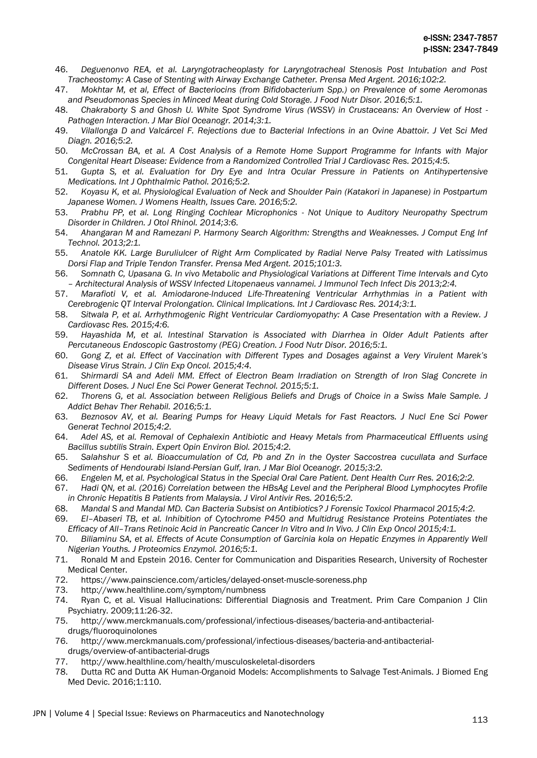46. *Deguenonvo REA, et al. Laryngotracheoplasty for Laryngotracheal Stenosis Post Intubation and Post Tracheostomy: A Case of Stenting with Airway Exchange Catheter. Prensa Med Argent. 2016;102:2.*
47. *Mokhtar M, et al, Effect of Bacteriocins (from Bifidobacterium Spp.) on Prevalence of some Aeromonas and Pseudomonas Species in Minced Meat during Cold Storage. J Food Nutr Disor. 2016;5:1.*
48. *Chakraborty S and Ghosh U. White Spot Syndrome Virus (WSSV) in Crustaceans: An Overview of Host - Pathogen Interaction. J Mar Biol Oceanogr. 2014;3:1.*
49. *Vilallonga D and Valcárcel F. Rejections due to Bacterial Infections in an Ovine Abattoir. J Vet Sci Med Diagn. 2016;5:2.*
50. *McCrossan BA, et al. A Cost Analysis of a Remote Home Support Programme for Infants with Major Congenital Heart Disease: Evidence from a Randomized Controlled Trial J Cardiovasc Res. 2015;4:5.*
51. *Gupta S, et al. Evaluation for Dry Eye and Intra Ocular Pressure in Patients on Antihypertensive Medications. Int J Ophthalmic Pathol. 2016;5:2.*
52. *Koyasu K, et al. Physiological Evaluation of Neck and Shoulder Pain (Katakori in Japanese) in Postpartum Japanese Women. J Womens Health, Issues Care. 2016;5:2.*
53. *Prabhu PP, et al. Long Ringing Cochlear Microphonics - Not Unique to Auditory Neuropathy Spectrum Disorder in Children. J Otol Rhinol. 2014;3:6.*
54. *Ahangaran M and Ramezani P. Harmony Search Algorithm: Strengths and Weaknesses. J Comput Eng Inf Technol. 2013;2:1.*
55. *Anatole KK. Large Buruliulcer of Right Arm Complicated by Radial Nerve Palsy Treated with Latissimus Dorsi Flap and Triple Tendon Transfer. Prensa Med Argent. 2015;101:3.*
56. *Somnath C, Upasana G. In vivo Metabolic and Physiological Variations at Different Time Intervals and Cyto – Architectural Analysis of WSSV Infected Litopenaeus vannamei. J Immunol Tech Infect Dis 2013;2:4.*
57. *Marafioti V, et al. Amiodarone-Induced Life-Threatening Ventricular Arrhythmias in a Patient with Cerebrogenic QT Interval Prolongation. Clinical Implications. Int J Cardiovasc Res. 2014;3:1.*
58. *Sitwala P, et al. Arrhythmogenic Right Ventricular Cardiomyopathy: A Case Presentation with a Review. J Cardiovasc Res. 2015;4:6.*
59. *Hayashida M, et al. Intestinal Starvation is Associated with Diarrhea in Older Adult Patients after Percutaneous Endoscopic Gastrostomy (PEG) Creation. J Food Nutr Disor. 2016;5:1.*
60. *Gong Z, et al. Effect of Vaccination with Different Types and Dosages against a Very Virulent Marek's Disease Virus Strain. J Clin Exp Oncol. 2015;4:4.*
61. *Shirmardi SA and Adeli MM. Effect of Electron Beam Irradiation on Strength of Iron Slag Concrete in Different Doses. J Nucl Ene Sci Power Generat Technol. 2015;5:1.*
62. *Thorens G, et al. Association between Religious Beliefs and Drugs of Choice in a Swiss Male Sample. J Addict Behav Ther Rehabil. 2016;5:1.*
63. *Beznosov AV, et al. Bearing Pumps for Heavy Liquid Metals for Fast Reactors. J Nucl Ene Sci Power Generat Technol 2015;4:2.*
64. *Adel AS, et al. Removal of Cephalexin Antibiotic and Heavy Metals from Pharmaceutical Effluents using Bacillus subtilis Strain. Expert Opin Environ Biol. 2015;4:2.*
65. *Salahshur S et al. Bioaccumulation of Cd, Pb and Zn in the Oyster Saccostrea cucullata and Surface Sediments of Hendourabi Island-Persian Gulf, Iran. J Mar Biol Oceanogr. 2015;3:2.*
66. *Engelen M, et al. Psychological Status in the Special Oral Care Patient. Dent Health Curr Res. 2016;2:2.*
67. *Hadi QN, et al. (2016) Correlation between the HBsAg Level and the Peripheral Blood Lymphocytes Profile in Chronic Hepatitis B Patients from Malaysia. J Virol Antivir Res. 2016;5:2.*
68. *Mandal S and Mandal MD. Can Bacteria Subsist on Antibiotics? J Forensic Toxicol Pharmacol 2015;4:2.*
69. *El–Abaseri TB, et al. Inhibition of Cytochrome P450 and Multidrug Resistance Proteins Potentiates the Efficacy of All–Trans Retinoic Acid in Pancreatic Cancer In Vitro and In Vivo. J Clin Exp Oncol 2015;4:1.*
70. *Biliaminu SA, et al. Effects of Acute Consumption of Garcinia kola on Hepatic Enzymes in Apparently Well Nigerian Youths. J Proteomics Enzymol. 2016;5:1.*
71. Ronald M and Epstein 2016. Center for Communication and Disparities Research, University of Rochester Medical Center.
72. https://www.painscience.com/articles/delayed-onset-muscle-soreness.php
73. http://www.healthline.com/symptom/numbness
74. Ryan C, et al. Visual Hallucinations: Differential Diagnosis and Treatment. Prim Care Companion J Clin Psychiatry. 2009;11:26-32.
75. http://www.merckmanuals.com/professional/infectious-diseases/bacteria-and-antibacterial-drugs/fluoroquinolones
76. http://www.merckmanuals.com/professional/infectious-diseases/bacteria-and-antibacterial-drugs/overview-of-antibacterial-drugs
77. http://www.healthline.com/health/musculoskeletal-disorders
78. Dutta RC and Dutta AK Human-Organoid Models: Accomplishments to Salvage Test-Animals. J Biomed Eng Med Devic. 2016;1:110.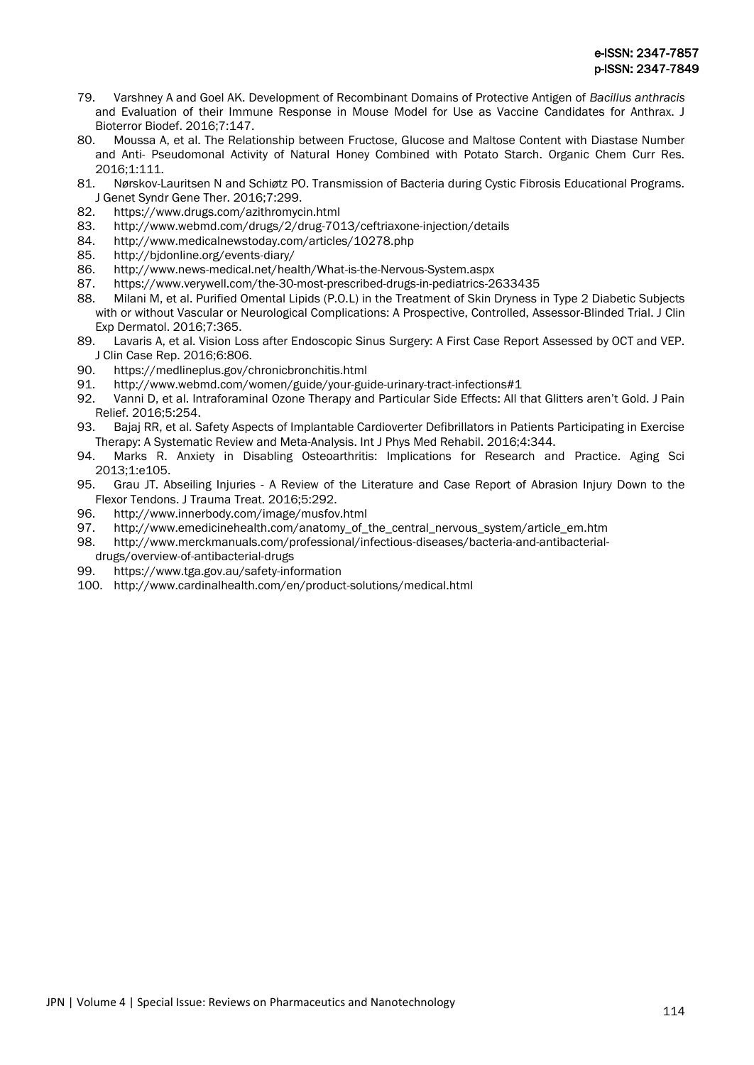79. Varshney A and Goel AK. Development of Recombinant Domains of Protective Antigen of *Bacillus anthracis* and Evaluation of their Immune Response in Mouse Model for Use as Vaccine Candidates for Anthrax. J Bioterror Biodef. 2016;7:147.
80. Moussa A, et al. The Relationship between Fructose, Glucose and Maltose Content with Diastase Number and Anti- Pseudomonal Activity of Natural Honey Combined with Potato Starch. Organic Chem Curr Res. 2016;1:111.
81. Nørskov-Lauritsen N and Schiøtz PO. Transmission of Bacteria during Cystic Fibrosis Educational Programs. J Genet Syndr Gene Ther. 2016;7:299.
82. https://www.drugs.com/azithromycin.html
83. http://www.webmd.com/drugs/2/drug-7013/ceftriaxone-injection/details
84. http://www.medicalnewstoday.com/articles/10278.php
85. http://bjdonline.org/events-diary/
86. http://www.news-medical.net/health/What-is-the-Nervous-System.aspx
87. https://www.verywell.com/the-30-most-prescribed-drugs-in-pediatrics-2633435
88. Milani M, et al. Purified Omental Lipids (P.O.L) in the Treatment of Skin Dryness in Type 2 Diabetic Subjects with or without Vascular or Neurological Complications: A Prospective, Controlled, Assessor-Blinded Trial. J Clin Exp Dermatol. 2016;7:365.
89. Lavaris A, et al. Vision Loss after Endoscopic Sinus Surgery: A First Case Report Assessed by OCT and VEP. J Clin Case Rep. 2016;6:806.
90. https://medlineplus.gov/chronicbronchitis.html
91. http://www.webmd.com/women/guide/your-guide-urinary-tract-infections#1
92. Vanni D, et al. Intraforaminal Ozone Therapy and Particular Side Effects: All that Glitters aren't Gold. J Pain Relief. 2016;5:254.
93. Bajaj RR, et al. Safety Aspects of Implantable Cardioverter Defibrillators in Patients Participating in Exercise Therapy: A Systematic Review and Meta-Analysis. Int J Phys Med Rehabil. 2016;4:344.
94. Marks R. Anxiety in Disabling Osteoarthritis: Implications for Research and Practice. Aging Sci 2013;1:e105.
95. Grau JT. Abseiling Injuries - A Review of the Literature and Case Report of Abrasion Injury Down to the Flexor Tendons. J Trauma Treat. 2016;5:292.
96. http://www.innerbody.com/image/musfov.html
97. http://www.emedicinehealth.com/anatomy_of_the_central_nervous_system/article_em.htm
98. http://www.merckmanuals.com/professional/infectious-diseases/bacteria-and-antibacterial-drugs/overview-of-antibacterial-drugs
99. https://www.tga.gov.au/safety-information
100. http://www.cardinalhealth.com/en/product-solutions/medical.html